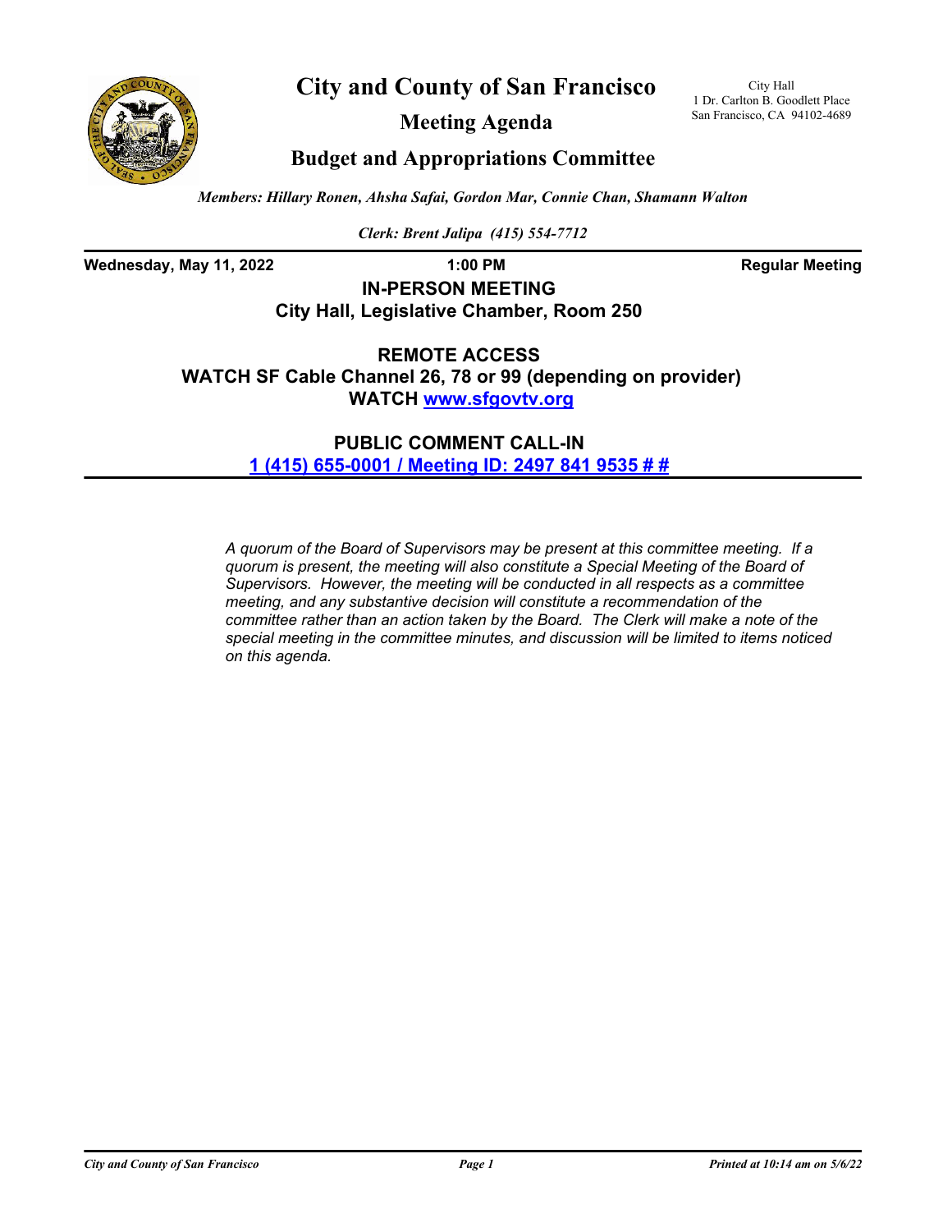# City and County of San Francisco

City Hall
1 Dr. Carlton B. Goodlett Place
San Francisco, CA 94102-4689

## Meeting Agenda

## Budget and Appropriations Committee

*Members: Hillary Ronen, Ahsha Safai, Gordon Mar, Connie Chan, Shamann Walton*

*Clerk: Brent Jalipa (415) 554-7712*

**Wednesday, May 11, 2022** **1:00 PM** **Regular Meeting**

**IN-PERSON MEETING**
**City Hall, Legislative Chamber, Room 250**

**REMOTE ACCESS**
**WATCH SF Cable Channel 26, 78 or 99 (depending on provider)**
**WATCH www.sfgovtv.org**

**PUBLIC COMMENT CALL-IN**
**1 (415) 655-0001 / Meeting ID: 2497 841 9535 # #**

*A quorum of the Board of Supervisors may be present at this committee meeting. If a quorum is present, the meeting will also constitute a Special Meeting of the Board of Supervisors. However, the meeting will be conducted in all respects as a committee meeting, and any substantive decision will constitute a recommendation of the committee rather than an action taken by the Board. The Clerk will make a note of the special meeting in the committee minutes, and discussion will be limited to items noticed on this agenda.*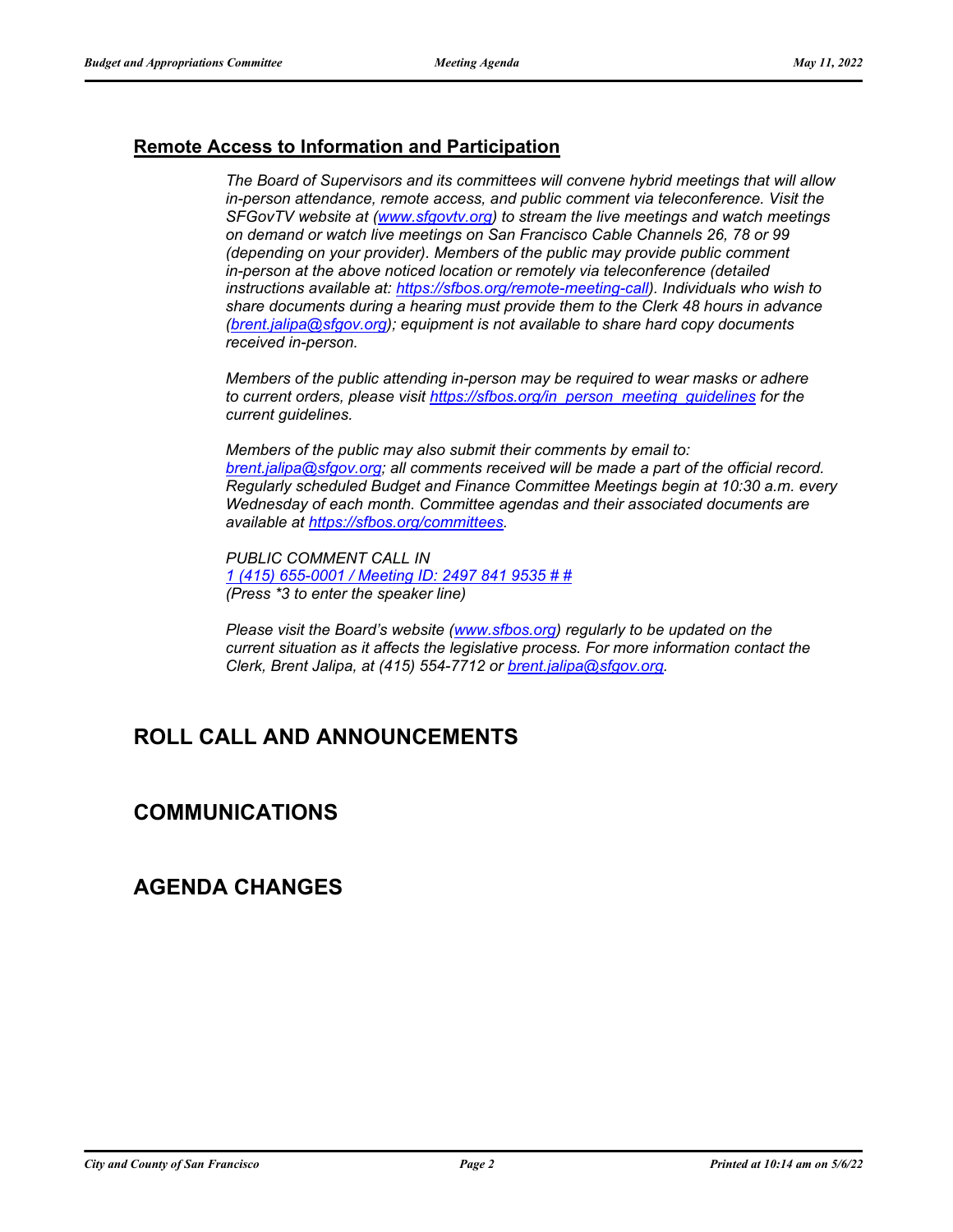## Remote Access to Information and Participation

*The Board of Supervisors and its committees will convene hybrid meetings that will allow in-person attendance, remote access, and public comment via teleconference. Visit the SFGovTV website at (www.sfgovtv.org) to stream the live meetings and watch meetings on demand or watch live meetings on San Francisco Cable Channels 26, 78 or 99 (depending on your provider). Members of the public may provide public comment in-person at the above noticed location or remotely via teleconference (detailed instructions available at: https://sfbos.org/remote-meeting-call). Individuals who wish to share documents during a hearing must provide them to the Clerk 48 hours in advance (brent.jalipa@sfgov.org); equipment is not available to share hard copy documents received in-person.*

*Members of the public attending in-person may be required to wear masks or adhere to current orders, please visit https://sfbos.org/in_person_meeting_guidelines for the current guidelines.*

*Members of the public may also submit their comments by email to: brent.jalipa@sfgov.org; all comments received will be made a part of the official record. Regularly scheduled Budget and Finance Committee Meetings begin at 10:30 a.m. every Wednesday of each month. Committee agendas and their associated documents are available at https://sfbos.org/committees.*

*PUBLIC COMMENT CALL IN*
*1 (415) 655-0001 / Meeting ID: 2497 841 9535 # #*
*(Press *3 to enter the speaker line)*

*Please visit the Board's website (www.sfbos.org) regularly to be updated on the current situation as it affects the legislative process. For more information contact the Clerk, Brent Jalipa, at (415) 554-7712 or brent.jalipa@sfgov.org.*

# ROLL CALL AND ANNOUNCEMENTS

# COMMUNICATIONS

# AGENDA CHANGES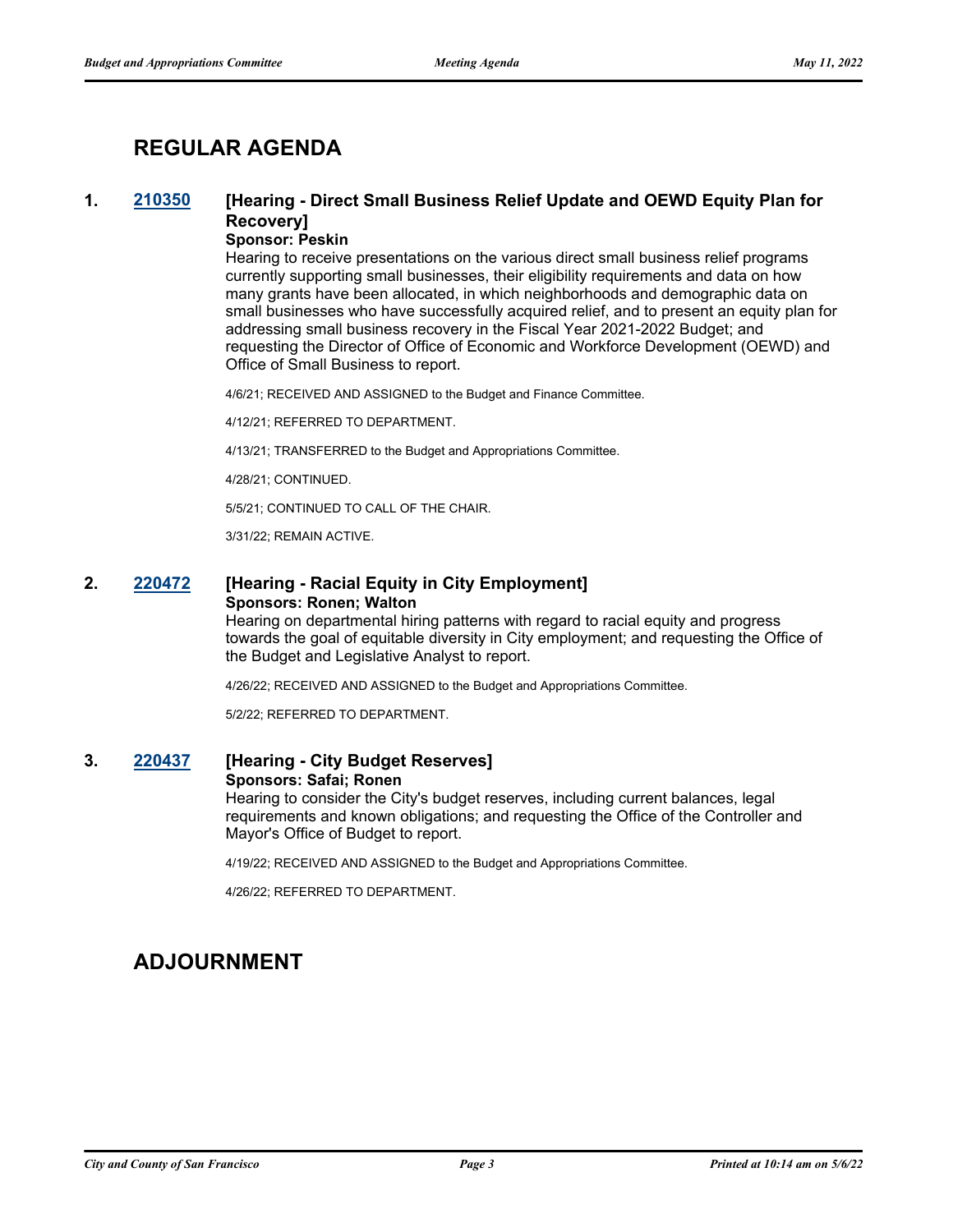## REGULAR AGENDA

### 1. 210350 [Hearing - Direct Small Business Relief Update and OEWD Equity Plan for Recovery]

**Sponsor: Peskin**

Hearing to receive presentations on the various direct small business relief programs currently supporting small businesses, their eligibility requirements and data on how many grants have been allocated, in which neighborhoods and demographic data on small businesses who have successfully acquired relief, and to present an equity plan for addressing small business recovery in the Fiscal Year 2021-2022 Budget; and requesting the Director of Office of Economic and Workforce Development (OEWD) and Office of Small Business to report.

4/6/21; RECEIVED AND ASSIGNED to the Budget and Finance Committee.

4/12/21; REFERRED TO DEPARTMENT.

4/13/21; TRANSFERRED to the Budget and Appropriations Committee.

4/28/21; CONTINUED.

5/5/21; CONTINUED TO CALL OF THE CHAIR.

3/31/22; REMAIN ACTIVE.

### 2. 220472 [Hearing - Racial Equity in City Employment]

**Sponsors: Ronen; Walton**

Hearing on departmental hiring patterns with regard to racial equity and progress towards the goal of equitable diversity in City employment; and requesting the Office of the Budget and Legislative Analyst to report.

4/26/22; RECEIVED AND ASSIGNED to the Budget and Appropriations Committee.

5/2/22; REFERRED TO DEPARTMENT.

### 3. 220437 [Hearing - City Budget Reserves]

**Sponsors: Safai; Ronen**

Hearing to consider the City's budget reserves, including current balances, legal requirements and known obligations; and requesting the Office of the Controller and Mayor's Office of Budget to report.

4/19/22; RECEIVED AND ASSIGNED to the Budget and Appropriations Committee.

4/26/22; REFERRED TO DEPARTMENT.

## ADJOURNMENT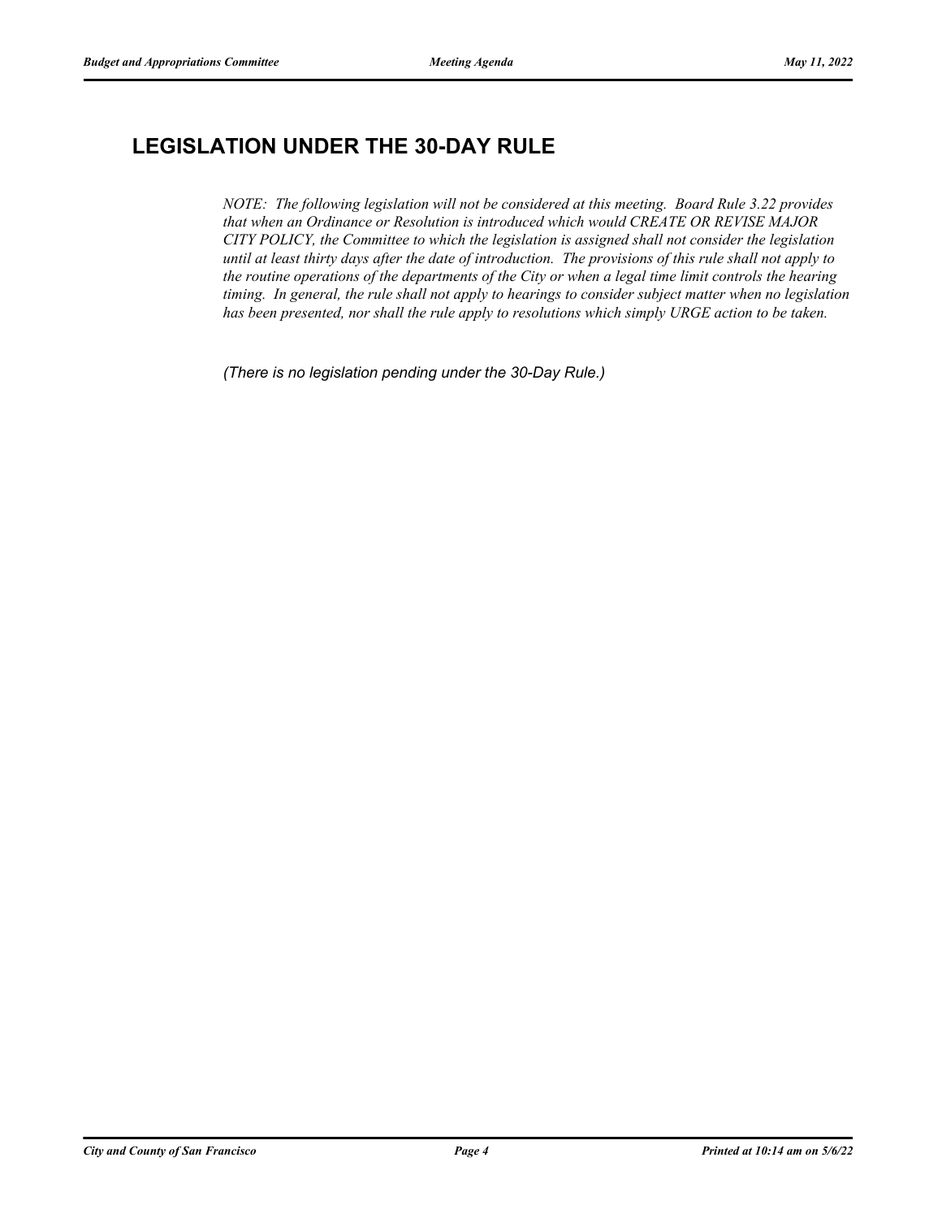## LEGISLATION UNDER THE 30-DAY RULE

*NOTE: The following legislation will not be considered at this meeting. Board Rule 3.22 provides that when an Ordinance or Resolution is introduced which would CREATE OR REVISE MAJOR CITY POLICY, the Committee to which the legislation is assigned shall not consider the legislation until at least thirty days after the date of introduction. The provisions of this rule shall not apply to the routine operations of the departments of the City or when a legal time limit controls the hearing timing. In general, the rule shall not apply to hearings to consider subject matter when no legislation has been presented, nor shall the rule apply to resolutions which simply URGE action to be taken.*

*(There is no legislation pending under the 30-Day Rule.)*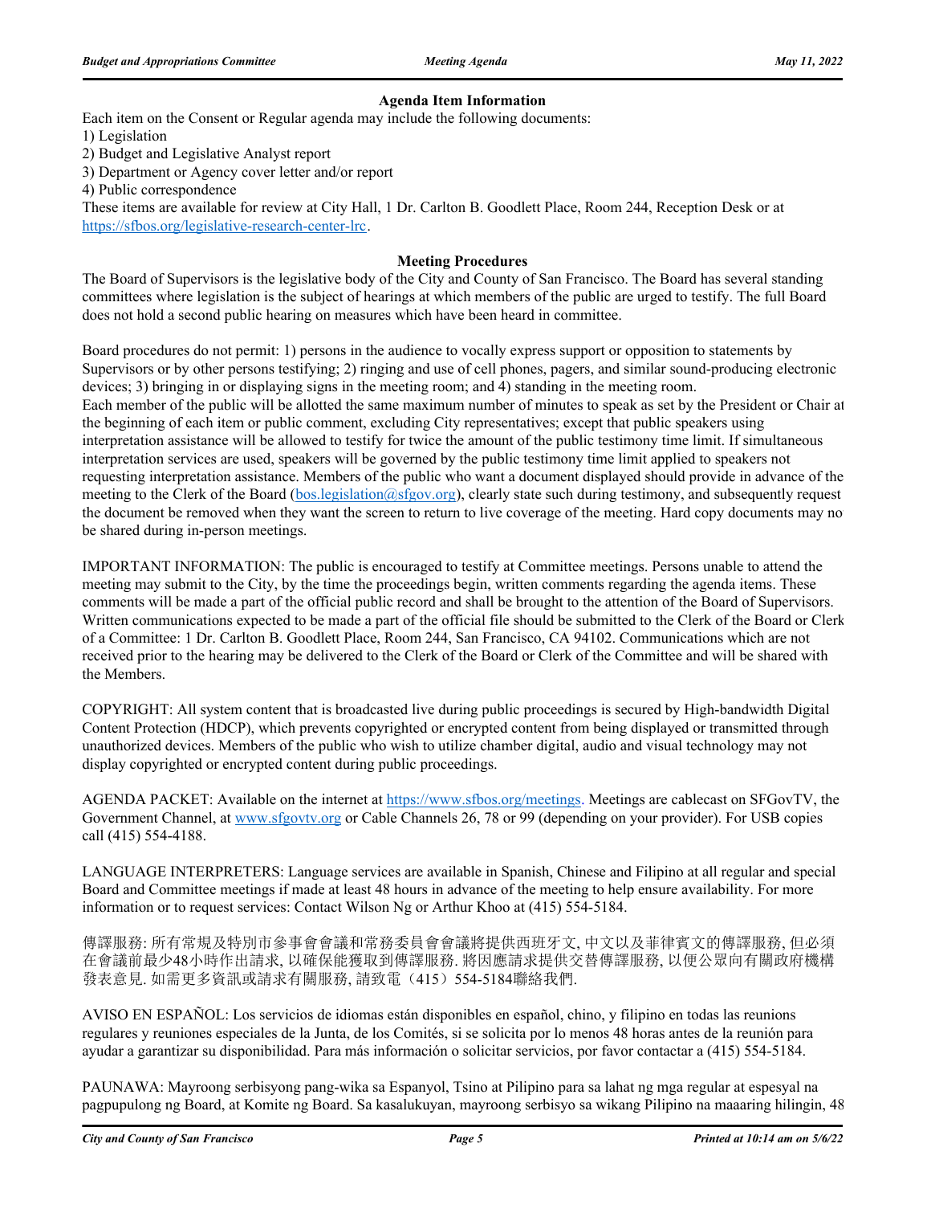### Agenda Item Information

Each item on the Consent or Regular agenda may include the following documents:

1) Legislation
2) Budget and Legislative Analyst report
3) Department or Agency cover letter and/or report
4) Public correspondence

These items are available for review at City Hall, 1 Dr. Carlton B. Goodlett Place, Room 244, Reception Desk or at https://sfbos.org/legislative-research-center-lrc.

### Meeting Procedures

The Board of Supervisors is the legislative body of the City and County of San Francisco. The Board has several standing committees where legislation is the subject of hearings at which members of the public are urged to testify. The full Board does not hold a second public hearing on measures which have been heard in committee.

Board procedures do not permit: 1) persons in the audience to vocally express support or opposition to statements by Supervisors or by other persons testifying; 2) ringing and use of cell phones, pagers, and similar sound-producing electronic devices; 3) bringing in or displaying signs in the meeting room; and 4) standing in the meeting room.
Each member of the public will be allotted the same maximum number of minutes to speak as set by the President or Chair at the beginning of each item or public comment, excluding City representatives; except that public speakers using interpretation assistance will be allowed to testify for twice the amount of the public testimony time limit. If simultaneous interpretation services are used, speakers will be governed by the public testimony time limit applied to speakers not requesting interpretation assistance. Members of the public who want a document displayed should provide in advance of the meeting to the Clerk of the Board (bos.legislation@sfgov.org), clearly state such during testimony, and subsequently request the document be removed when they want the screen to return to live coverage of the meeting. Hard copy documents may not be shared during in-person meetings.

IMPORTANT INFORMATION: The public is encouraged to testify at Committee meetings. Persons unable to attend the meeting may submit to the City, by the time the proceedings begin, written comments regarding the agenda items. These comments will be made a part of the official public record and shall be brought to the attention of the Board of Supervisors. Written communications expected to be made a part of the official file should be submitted to the Clerk of the Board or Clerk of a Committee: 1 Dr. Carlton B. Goodlett Place, Room 244, San Francisco, CA 94102. Communications which are not received prior to the hearing may be delivered to the Clerk of the Board or Clerk of the Committee and will be shared with the Members.

COPYRIGHT: All system content that is broadcasted live during public proceedings is secured by High-bandwidth Digital Content Protection (HDCP), which prevents copyrighted or encrypted content from being displayed or transmitted through unauthorized devices. Members of the public who wish to utilize chamber digital, audio and visual technology may not display copyrighted or encrypted content during public proceedings.

AGENDA PACKET: Available on the internet at https://www.sfbos.org/meetings. Meetings are cablecast on SFGovTV, the Government Channel, at www.sfgovtv.org or Cable Channels 26, 78 or 99 (depending on your provider). For USB copies call (415) 554-4188.

LANGUAGE INTERPRETERS: Language services are available in Spanish, Chinese and Filipino at all regular and special Board and Committee meetings if made at least 48 hours in advance of the meeting to help ensure availability. For more information or to request services: Contact Wilson Ng or Arthur Khoo at (415) 554-5184.

傳譯服務: 所有常規及特別市參事會會議和常務委員會會議將提供西班牙文, 中文以及菲律賓文的傳譯服務, 但必須在會議前最少48小時作出請求, 以確保能獲取到傳譯服務. 將因應請求提供交替傳譯服務, 以便公眾向有關政府機構發表意見. 如需更多資訊或請求有關服務, 請致電（415）554-5184聯絡我們.

AVISO EN ESPAÑOL: Los servicios de idiomas están disponibles en español, chino, y filipino en todas las reunions regulares y reuniones especiales de la Junta, de los Comités, si se solicita por lo menos 48 horas antes de la reunión para ayudar a garantizar su disponibilidad. Para más información o solicitar servicios, por favor contactar a (415) 554-5184.

PAUNAWA: Mayroong serbisyong pang-wika sa Espanyol, Tsino at Pilipino para sa lahat ng mga regular at espesyal na pagpupulong ng Board, at Komite ng Board. Sa kasalukuyan, mayroong serbisyo sa wikang Pilipino na maaaring hilingin, 48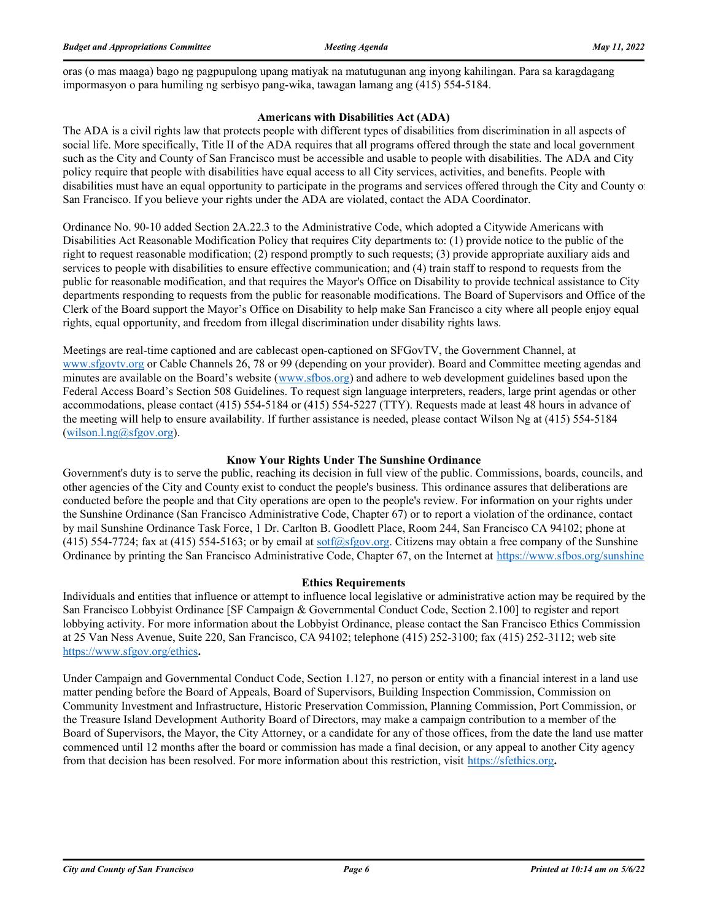oras (o mas maaga) bago ng pagpupulong upang matiyak na matutugunan ang inyong kahilingan. Para sa karagdagang impormasyon o para humiling ng serbisyo pang-wika, tawagan lamang ang (415) 554-5184.

### Americans with Disabilities Act (ADA)

The ADA is a civil rights law that protects people with different types of disabilities from discrimination in all aspects of social life. More specifically, Title II of the ADA requires that all programs offered through the state and local government such as the City and County of San Francisco must be accessible and usable to people with disabilities. The ADA and City policy require that people with disabilities have equal access to all City services, activities, and benefits. People with disabilities must have an equal opportunity to participate in the programs and services offered through the City and County of San Francisco. If you believe your rights under the ADA are violated, contact the ADA Coordinator.

Ordinance No. 90-10 added Section 2A.22.3 to the Administrative Code, which adopted a Citywide Americans with Disabilities Act Reasonable Modification Policy that requires City departments to: (1) provide notice to the public of the right to request reasonable modification; (2) respond promptly to such requests; (3) provide appropriate auxiliary aids and services to people with disabilities to ensure effective communication; and (4) train staff to respond to requests from the public for reasonable modification, and that requires the Mayor's Office on Disability to provide technical assistance to City departments responding to requests from the public for reasonable modifications. The Board of Supervisors and Office of the Clerk of the Board support the Mayor's Office on Disability to help make San Francisco a city where all people enjoy equal rights, equal opportunity, and freedom from illegal discrimination under disability rights laws.

Meetings are real-time captioned and are cablecast open-captioned on SFGovTV, the Government Channel, at www.sfgovtv.org or Cable Channels 26, 78 or 99 (depending on your provider). Board and Committee meeting agendas and minutes are available on the Board's website (www.sfbos.org) and adhere to web development guidelines based upon the Federal Access Board's Section 508 Guidelines. To request sign language interpreters, readers, large print agendas or other accommodations, please contact (415) 554-5184 or (415) 554-5227 (TTY). Requests made at least 48 hours in advance of the meeting will help to ensure availability. If further assistance is needed, please contact Wilson Ng at (415) 554-5184 (wilson.l.ng@sfgov.org).

### Know Your Rights Under The Sunshine Ordinance

Government's duty is to serve the public, reaching its decision in full view of the public. Commissions, boards, councils, and other agencies of the City and County exist to conduct the people's business. This ordinance assures that deliberations are conducted before the people and that City operations are open to the people's review. For information on your rights under the Sunshine Ordinance (San Francisco Administrative Code, Chapter 67) or to report a violation of the ordinance, contact by mail Sunshine Ordinance Task Force, 1 Dr. Carlton B. Goodlett Place, Room 244, San Francisco CA 94102; phone at (415) 554-7724; fax at (415) 554-5163; or by email at sotf@sfgov.org. Citizens may obtain a free company of the Sunshine Ordinance by printing the San Francisco Administrative Code, Chapter 67, on the Internet at https://www.sfbos.org/sunshine

### Ethics Requirements

Individuals and entities that influence or attempt to influence local legislative or administrative action may be required by the San Francisco Lobbyist Ordinance [SF Campaign & Governmental Conduct Code, Section 2.100] to register and report lobbying activity. For more information about the Lobbyist Ordinance, please contact the San Francisco Ethics Commission at 25 Van Ness Avenue, Suite 220, San Francisco, CA 94102; telephone (415) 252-3100; fax (415) 252-3112; web site https://www.sfgov.org/ethics**.**

Under Campaign and Governmental Conduct Code, Section 1.127, no person or entity with a financial interest in a land use matter pending before the Board of Appeals, Board of Supervisors, Building Inspection Commission, Commission on Community Investment and Infrastructure, Historic Preservation Commission, Planning Commission, Port Commission, or the Treasure Island Development Authority Board of Directors, may make a campaign contribution to a member of the Board of Supervisors, the Mayor, the City Attorney, or a candidate for any of those offices, from the date the land use matter commenced until 12 months after the board or commission has made a final decision, or any appeal to another City agency from that decision has been resolved. For more information about this restriction, visit https://sfethics.org**.**